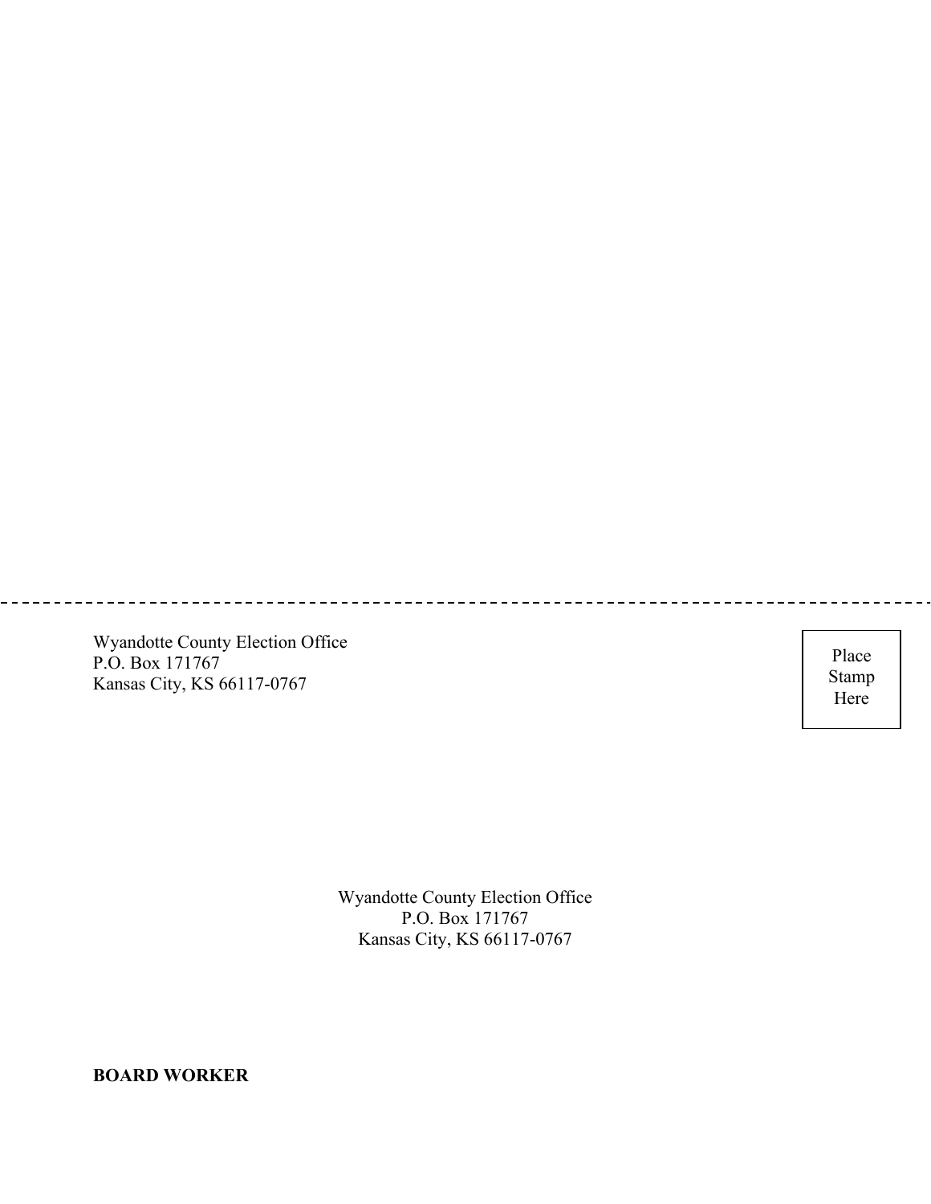Wyandotte County Election Office
P.O. Box 171767
Kansas City, KS 66117-0767

Place
Stamp
Here

Wyandotte County Election Office
P.O. Box 171767
Kansas City, KS 66117-0767

**BOARD WORKER**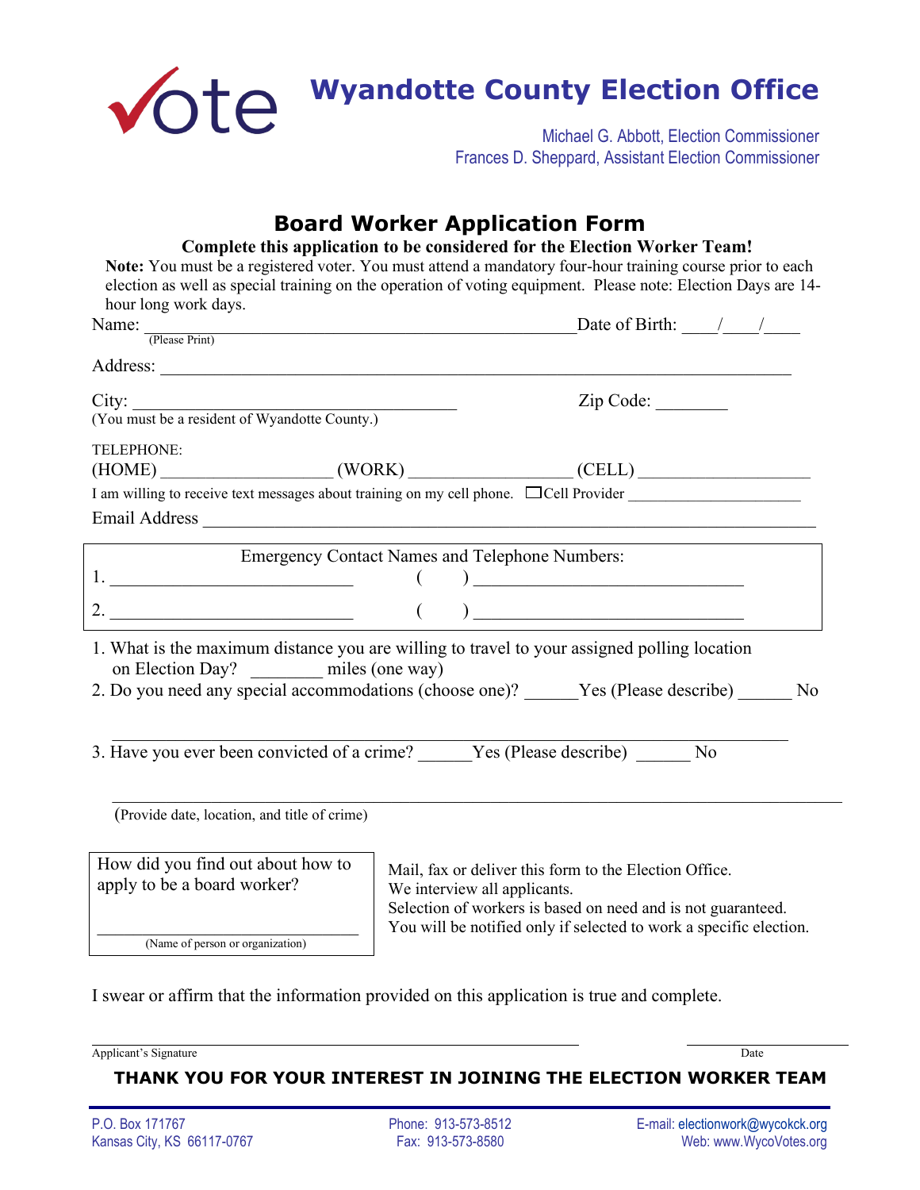# ✓ote Wyandotte County Election Office

Michael G. Abbott, Election Commissioner
Frances D. Sheppard, Assistant Election Commissioner

## Board Worker Application Form

**Complete this application to be considered for the Election Worker Team!**

**Note:** You must be a registered voter. You must attend a mandatory four-hour training course prior to each election as well as special training on the operation of voting equipment. Please note: Election Days are 14-hour long work days.

Name: ______________________________________________ Date of Birth: ____/____/____
(Please Print)

Address: ______________________________________________________________________

City: ____________________________________ Zip Code: ________
(You must be a resident of Wyandotte County.)

TELEPHONE:
(HOME) ___________________ (WORK) _________________ (CELL) ___________________

I am willing to receive text messages about training on my cell phone. ☐Cell Provider _____________________

Email Address ________________________________________________________________

Emergency Contact Names and Telephone Numbers:

1. ___________________________ (    ) ______________________________
2. ___________________________ (    ) ______________________________

1. What is the maximum distance you are willing to travel to your assigned polling location on Election Day? ________ miles (one way)
2. Do you need any special accommodations (choose one)? ______Yes (Please describe) ______ No

   ____________________________________________________________________________

3. Have you ever been convicted of a crime? ______Yes (Please describe) ______ No

   ____________________________________________________________________________

   (Provide date, location, and title of crime)

How did you find out about how to apply to be a board worker?

_______________________________
(Name of person or organization)

Mail, fax or deliver this form to the Election Office.
We interview all applicants.
Selection of workers is based on need and is not guaranteed.
You will be notified only if selected to work a specific election.

I swear or affirm that the information provided on this application is true and complete.

______________________________________________________ ________________
Applicant's Signature Date

**THANK YOU FOR YOUR INTEREST IN JOINING THE ELECTION WORKER TEAM**

P.O. Box 171767
Kansas City, KS 66117-0767

Phone: 913-573-8512
Fax: 913-573-8580

E-mail: electionwork@wycokck.org
Web: www.WycoVotes.org